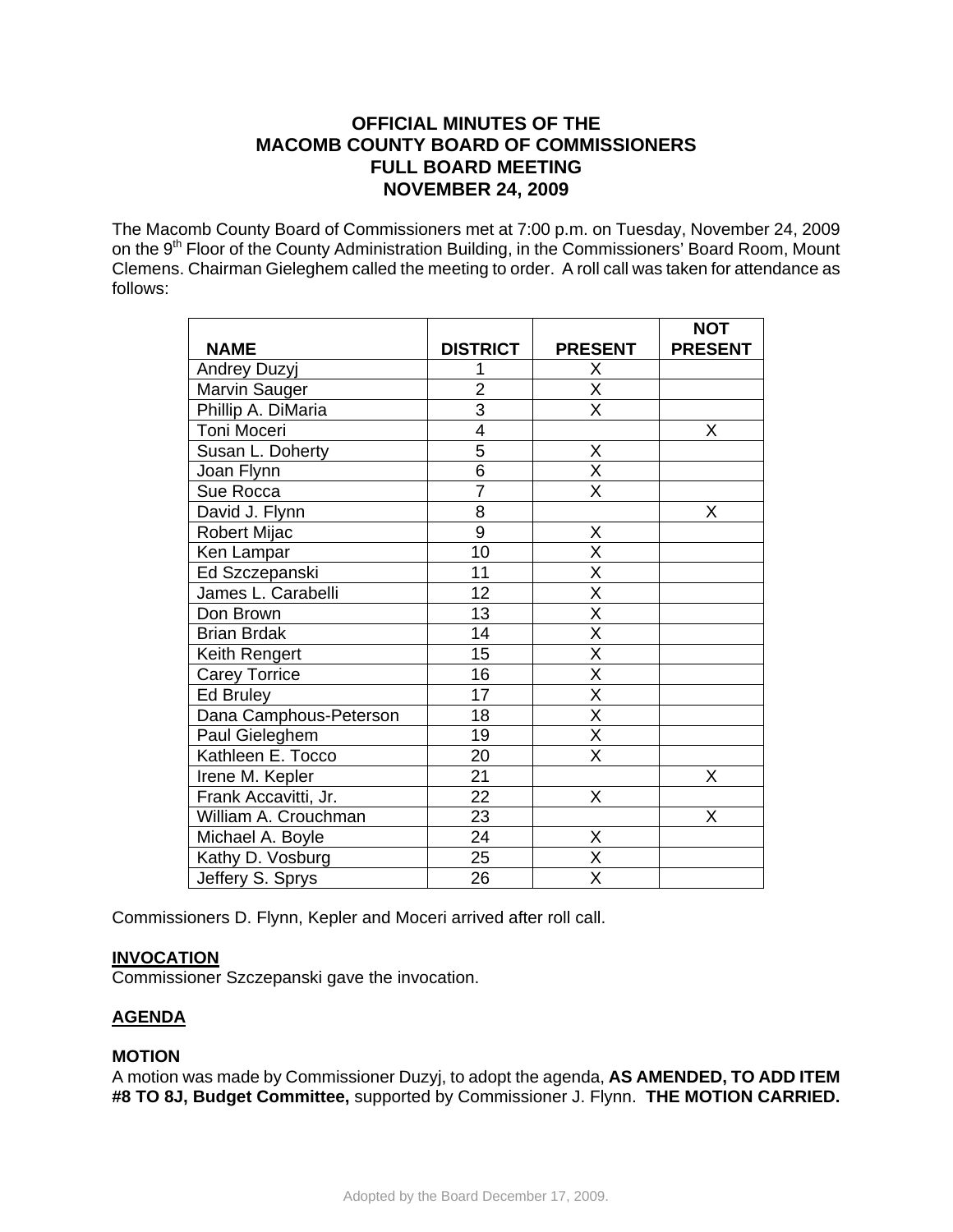# OFFICIAL MINUTES OF THE MACOMB COUNTY BOARD OF COMMISSIONERS FULL BOARD MEETING NOVEMBER 24, 2009

The Macomb County Board of Commissioners met at 7:00 p.m. on Tuesday, November 24, 2009 on the 9th Floor of the County Administration Building, in the Commissioners' Board Room, Mount Clemens. Chairman Gieleghem called the meeting to order. A roll call was taken for attendance as follows:

| NAME | DISTRICT | PRESENT | NOT PRESENT |
|---|---|---|---|
| Andrey Duzyj | 1 | X | |
| Marvin Sauger | 2 | X | |
| Phillip A. DiMaria | 3 | X | |
| Toni Moceri | 4 | | X |
| Susan L. Doherty | 5 | X | |
| Joan Flynn | 6 | X | |
| Sue Rocca | 7 | X | |
| David J. Flynn | 8 | | X |
| Robert Mijac | 9 | X | |
| Ken Lampar | 10 | X | |
| Ed Szczepanski | 11 | X | |
| James L. Carabelli | 12 | X | |
| Don Brown | 13 | X | |
| Brian Brdak | 14 | X | |
| Keith Rengert | 15 | X | |
| Carey Torrice | 16 | X | |
| Ed Bruley | 17 | X | |
| Dana Camphous-Peterson | 18 | X | |
| Paul Gieleghem | 19 | X | |
| Kathleen E. Tocco | 20 | X | |
| Irene M. Kepler | 21 | | X |
| Frank Accavitti, Jr. | 22 | X | |
| William A. Crouchman | 23 | | X |
| Michael A. Boyle | 24 | X | |
| Kathy D. Vosburg | 25 | X | |
| Jeffery S. Sprys | 26 | X | |

Commissioners D. Flynn, Kepler and Moceri arrived after roll call.

**INVOCATION**

Commissioner Szczepanski gave the invocation.

**AGENDA**

**MOTION**

A motion was made by Commissioner Duzyj, to adopt the agenda, **AS AMENDED, TO ADD ITEM #8 TO 8J, Budget Committee,** supported by Commissioner J. Flynn. **THE MOTION CARRIED.**

Adopted by the Board December 17, 2009.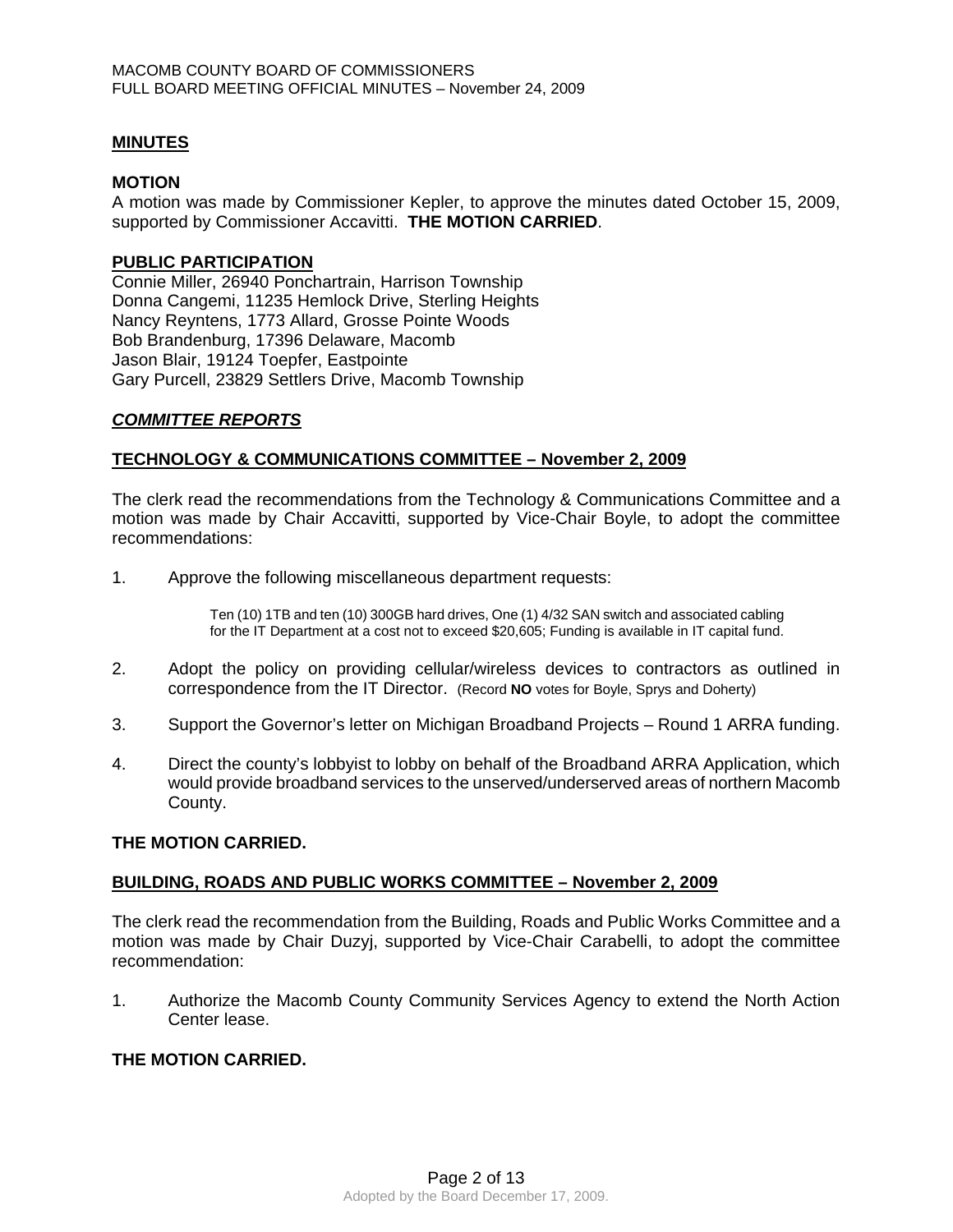## MINUTES

**MOTION**

A motion was made by Commissioner Kepler, to approve the minutes dated October 15, 2009, supported by Commissioner Accavitti. **THE MOTION CARRIED**.

## PUBLIC PARTICIPATION

Connie Miller, 26940 Ponchartrain, Harrison Township
Donna Cangemi, 11235 Hemlock Drive, Sterling Heights
Nancy Reyntens, 1773 Allard, Grosse Pointe Woods
Bob Brandenburg, 17396 Delaware, Macomb
Jason Blair, 19124 Toepfer, Eastpointe
Gary Purcell, 23829 Settlers Drive, Macomb Township

## *COMMITTEE REPORTS*

### TECHNOLOGY & COMMUNICATIONS COMMITTEE – November 2, 2009

The clerk read the recommendations from the Technology & Communications Committee and a motion was made by Chair Accavitti, supported by Vice-Chair Boyle, to adopt the committee recommendations:

1. Approve the following miscellaneous department requests:

   Ten (10) 1TB and ten (10) 300GB hard drives, One (1) 4/32 SAN switch and associated cabling for the IT Department at a cost not to exceed $20,605; Funding is available in IT capital fund.

2. Adopt the policy on providing cellular/wireless devices to contractors as outlined in correspondence from the IT Director. (Record **NO** votes for Boyle, Sprys and Doherty)

3. Support the Governor's letter on Michigan Broadband Projects – Round 1 ARRA funding.

4. Direct the county's lobbyist to lobby on behalf of the Broadband ARRA Application, which would provide broadband services to the unserved/underserved areas of northern Macomb County.

**THE MOTION CARRIED.**

### BUILDING, ROADS AND PUBLIC WORKS COMMITTEE – November 2, 2009

The clerk read the recommendation from the Building, Roads and Public Works Committee and a motion was made by Chair Duzyj, supported by Vice-Chair Carabelli, to adopt the committee recommendation:

1. Authorize the Macomb County Community Services Agency to extend the North Action Center lease.

**THE MOTION CARRIED.**

Adopted by the Board December 17, 2009.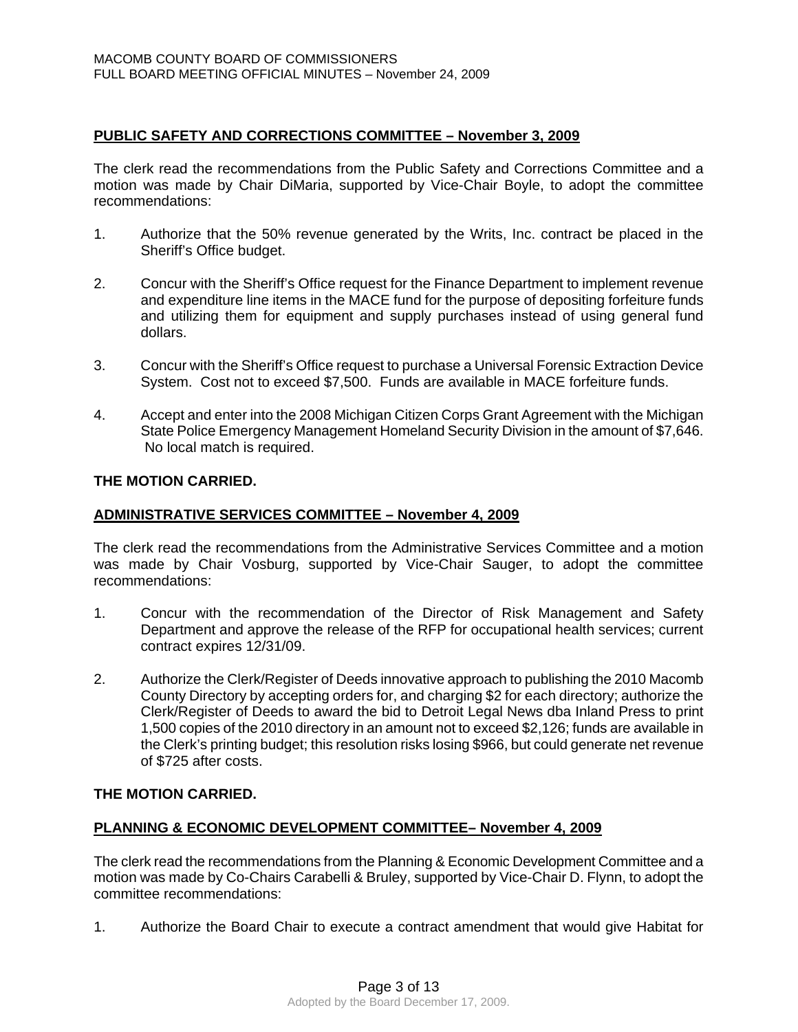## PUBLIC SAFETY AND CORRECTIONS COMMITTEE – November 3, 2009

The clerk read the recommendations from the Public Safety and Corrections Committee and a motion was made by Chair DiMaria, supported by Vice-Chair Boyle, to adopt the committee recommendations:

1. Authorize that the 50% revenue generated by the Writs, Inc. contract be placed in the Sheriff's Office budget.

2. Concur with the Sheriff's Office request for the Finance Department to implement revenue and expenditure line items in the MACE fund for the purpose of depositing forfeiture funds and utilizing them for equipment and supply purchases instead of using general fund dollars.

3. Concur with the Sheriff's Office request to purchase a Universal Forensic Extraction Device System. Cost not to exceed $7,500. Funds are available in MACE forfeiture funds.

4. Accept and enter into the 2008 Michigan Citizen Corps Grant Agreement with the Michigan State Police Emergency Management Homeland Security Division in the amount of $7,646. No local match is required.

**THE MOTION CARRIED.**

## ADMINISTRATIVE SERVICES COMMITTEE – November 4, 2009

The clerk read the recommendations from the Administrative Services Committee and a motion was made by Chair Vosburg, supported by Vice-Chair Sauger, to adopt the committee recommendations:

1. Concur with the recommendation of the Director of Risk Management and Safety Department and approve the release of the RFP for occupational health services; current contract expires 12/31/09.

2. Authorize the Clerk/Register of Deeds innovative approach to publishing the 2010 Macomb County Directory by accepting orders for, and charging $2 for each directory; authorize the Clerk/Register of Deeds to award the bid to Detroit Legal News dba Inland Press to print 1,500 copies of the 2010 directory in an amount not to exceed $2,126; funds are available in the Clerk's printing budget; this resolution risks losing $966, but could generate net revenue of $725 after costs.

**THE MOTION CARRIED.**

## PLANNING & ECONOMIC DEVELOPMENT COMMITTEE– November 4, 2009

The clerk read the recommendations from the Planning & Economic Development Committee and a motion was made by Co-Chairs Carabelli & Bruley, supported by Vice-Chair D. Flynn, to adopt the committee recommendations:

1. Authorize the Board Chair to execute a contract amendment that would give Habitat for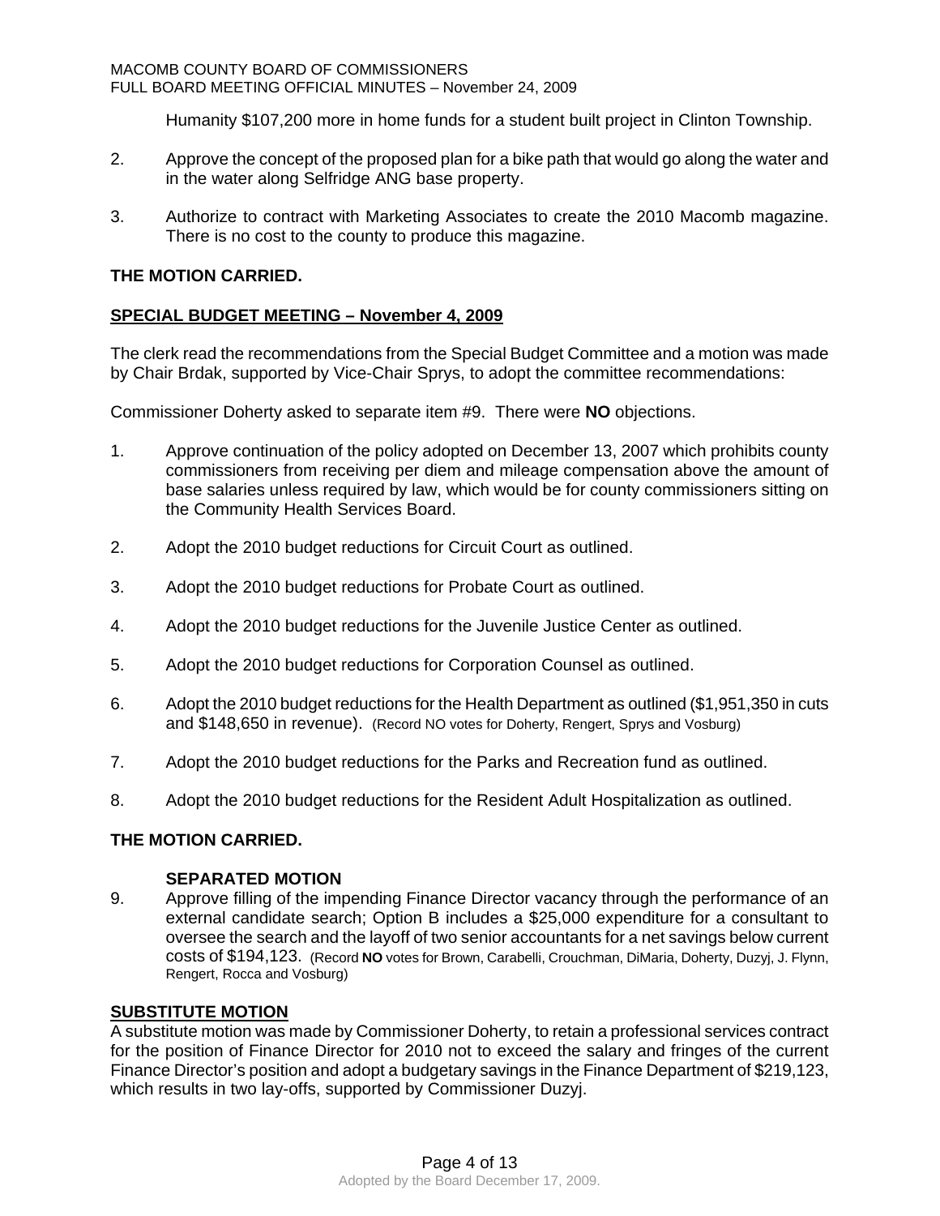Humanity $107,200 more in home funds for a student built project in Clinton Township.

2. Approve the concept of the proposed plan for a bike path that would go along the water and in the water along Selfridge ANG base property.

3. Authorize to contract with Marketing Associates to create the 2010 Macomb magazine. There is no cost to the county to produce this magazine.

**THE MOTION CARRIED.**

**SPECIAL BUDGET MEETING – November 4, 2009**

The clerk read the recommendations from the Special Budget Committee and a motion was made by Chair Brdak, supported by Vice-Chair Sprys, to adopt the committee recommendations:

Commissioner Doherty asked to separate item #9. There were **NO** objections.

1. Approve continuation of the policy adopted on December 13, 2007 which prohibits county commissioners from receiving per diem and mileage compensation above the amount of base salaries unless required by law, which would be for county commissioners sitting on the Community Health Services Board.

2. Adopt the 2010 budget reductions for Circuit Court as outlined.

3. Adopt the 2010 budget reductions for Probate Court as outlined.

4. Adopt the 2010 budget reductions for the Juvenile Justice Center as outlined.

5. Adopt the 2010 budget reductions for Corporation Counsel as outlined.

6. Adopt the 2010 budget reductions for the Health Department as outlined ($1,951,350 in cuts and $148,650 in revenue). (Record NO votes for Doherty, Rengert, Sprys and Vosburg)

7. Adopt the 2010 budget reductions for the Parks and Recreation fund as outlined.

8. Adopt the 2010 budget reductions for the Resident Adult Hospitalization as outlined.

**THE MOTION CARRIED.**

**SEPARATED MOTION**

9. Approve filling of the impending Finance Director vacancy through the performance of an external candidate search; Option B includes a $25,000 expenditure for a consultant to oversee the search and the layoff of two senior accountants for a net savings below current costs of $194,123. (Record **NO** votes for Brown, Carabelli, Crouchman, DiMaria, Doherty, Duzyj, J. Flynn, Rengert, Rocca and Vosburg)

**SUBSTITUTE MOTION**

A substitute motion was made by Commissioner Doherty, to retain a professional services contract for the position of Finance Director for 2010 not to exceed the salary and fringes of the current Finance Director's position and adopt a budgetary savings in the Finance Department of $219,123, which results in two lay-offs, supported by Commissioner Duzyj.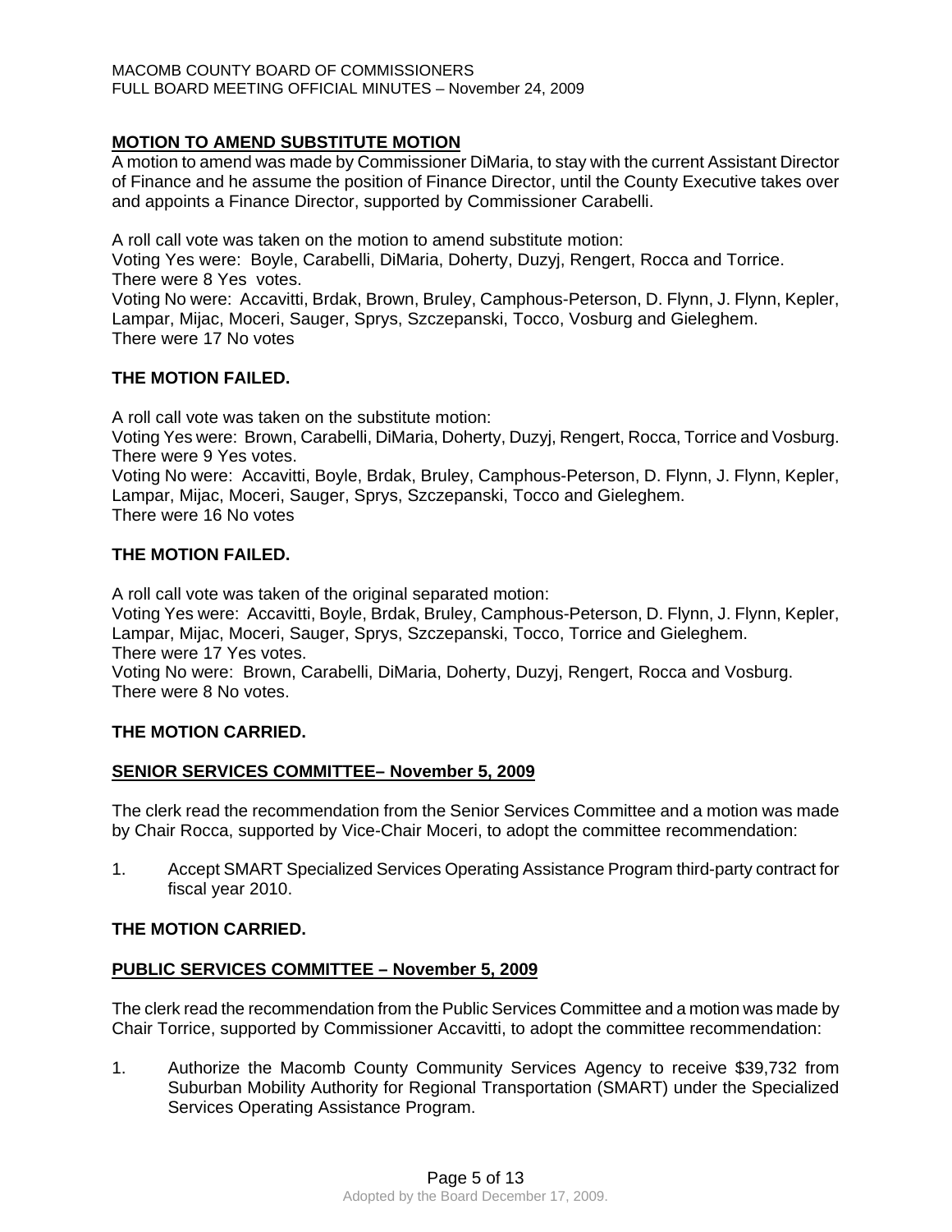**MOTION TO AMEND SUBSTITUTE MOTION**

A motion to amend was made by Commissioner DiMaria, to stay with the current Assistant Director of Finance and he assume the position of Finance Director, until the County Executive takes over and appoints a Finance Director, supported by Commissioner Carabelli.

A roll call vote was taken on the motion to amend substitute motion:
Voting Yes were: Boyle, Carabelli, DiMaria, Doherty, Duzyj, Rengert, Rocca and Torrice.
There were 8 Yes votes.
Voting No were: Accavitti, Brdak, Brown, Bruley, Camphous-Peterson, D. Flynn, J. Flynn, Kepler, Lampar, Mijac, Moceri, Sauger, Sprys, Szczepanski, Tocco, Vosburg and Gieleghem.
There were 17 No votes

**THE MOTION FAILED.**

A roll call vote was taken on the substitute motion:
Voting Yes were: Brown, Carabelli, DiMaria, Doherty, Duzyj, Rengert, Rocca, Torrice and Vosburg.
There were 9 Yes votes.
Voting No were: Accavitti, Boyle, Brdak, Bruley, Camphous-Peterson, D. Flynn, J. Flynn, Kepler, Lampar, Mijac, Moceri, Sauger, Sprys, Szczepanski, Tocco and Gieleghem.
There were 16 No votes

**THE MOTION FAILED.**

A roll call vote was taken of the original separated motion:
Voting Yes were: Accavitti, Boyle, Brdak, Bruley, Camphous-Peterson, D. Flynn, J. Flynn, Kepler, Lampar, Mijac, Moceri, Sauger, Sprys, Szczepanski, Tocco, Torrice and Gieleghem.
There were 17 Yes votes.
Voting No were: Brown, Carabelli, DiMaria, Doherty, Duzyj, Rengert, Rocca and Vosburg.
There were 8 No votes.

**THE MOTION CARRIED.**

**SENIOR SERVICES COMMITTEE– November 5, 2009**

The clerk read the recommendation from the Senior Services Committee and a motion was made by Chair Rocca, supported by Vice-Chair Moceri, to adopt the committee recommendation:

1. Accept SMART Specialized Services Operating Assistance Program third-party contract for fiscal year 2010.

**THE MOTION CARRIED.**

**PUBLIC SERVICES COMMITTEE – November 5, 2009**

The clerk read the recommendation from the Public Services Committee and a motion was made by Chair Torrice, supported by Commissioner Accavitti, to adopt the committee recommendation:

1. Authorize the Macomb County Community Services Agency to receive $39,732 from Suburban Mobility Authority for Regional Transportation (SMART) under the Specialized Services Operating Assistance Program.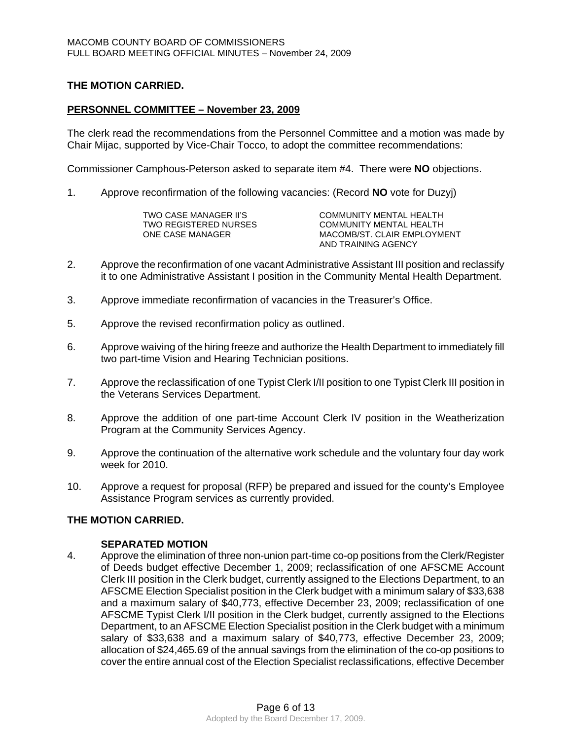**THE MOTION CARRIED.**

**PERSONNEL COMMITTEE – November 23, 2009**

The clerk read the recommendations from the Personnel Committee and a motion was made by Chair Mijac, supported by Vice-Chair Tocco, to adopt the committee recommendations:

Commissioner Camphous-Peterson asked to separate item #4. There were **NO** objections.

1. Approve reconfirmation of the following vacancies: (Record **NO** vote for Duzyj)

| | |
|---|---|
| TWO CASE MANAGER II'S | COMMUNITY MENTAL HEALTH |
| TWO REGISTERED NURSES | COMMUNITY MENTAL HEALTH |
| ONE CASE MANAGER | MACOMB/ST. CLAIR EMPLOYMENT AND TRAINING AGENCY |

2. Approve the reconfirmation of one vacant Administrative Assistant III position and reclassify it to one Administrative Assistant I position in the Community Mental Health Department.

3. Approve immediate reconfirmation of vacancies in the Treasurer's Office.

5. Approve the revised reconfirmation policy as outlined.

6. Approve waiving of the hiring freeze and authorize the Health Department to immediately fill two part-time Vision and Hearing Technician positions.

7. Approve the reclassification of one Typist Clerk I/II position to one Typist Clerk III position in the Veterans Services Department.

8. Approve the addition of one part-time Account Clerk IV position in the Weatherization Program at the Community Services Agency.

9. Approve the continuation of the alternative work schedule and the voluntary four day work week for 2010.

10. Approve a request for proposal (RFP) be prepared and issued for the county's Employee Assistance Program services as currently provided.

**THE MOTION CARRIED.**

**SEPARATED MOTION**

4. Approve the elimination of three non-union part-time co-op positions from the Clerk/Register of Deeds budget effective December 1, 2009; reclassification of one AFSCME Account Clerk III position in the Clerk budget, currently assigned to the Elections Department, to an AFSCME Election Specialist position in the Clerk budget with a minimum salary of $33,638 and a maximum salary of $40,773, effective December 23, 2009; reclassification of one AFSCME Typist Clerk I/II position in the Clerk budget, currently assigned to the Elections Department, to an AFSCME Election Specialist position in the Clerk budget with a minimum salary of $33,638 and a maximum salary of $40,773, effective December 23, 2009; allocation of $24,465.69 of the annual savings from the elimination of the co-op positions to cover the entire annual cost of the Election Specialist reclassifications, effective December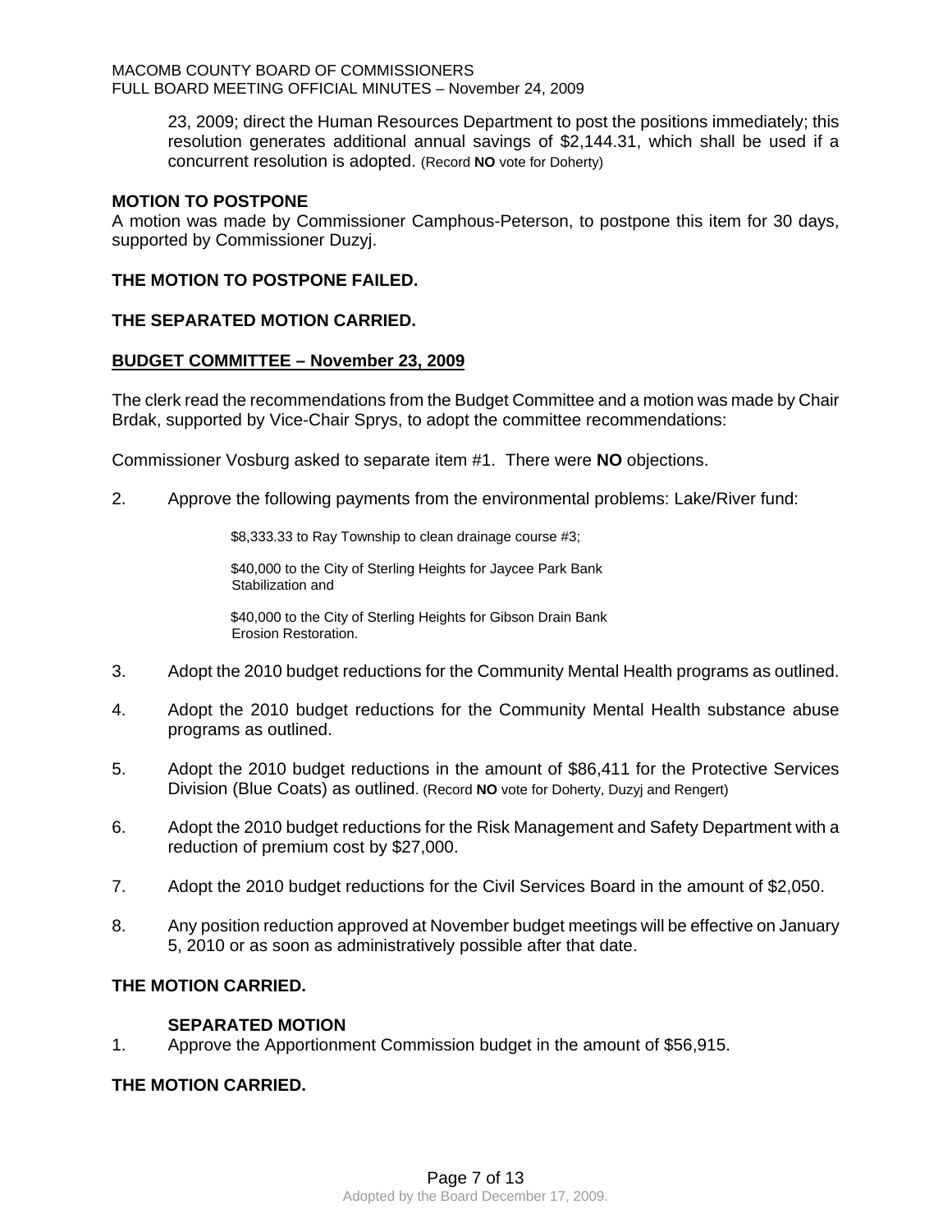23, 2009; direct the Human Resources Department to post the positions immediately; this resolution generates additional annual savings of $2,144.31, which shall be used if a concurrent resolution is adopted. (Record **NO** vote for Doherty)

**MOTION TO POSTPONE**
A motion was made by Commissioner Camphous-Peterson, to postpone this item for 30 days, supported by Commissioner Duzyj.

**THE MOTION TO POSTPONE FAILED.**

**THE SEPARATED MOTION CARRIED.**

**BUDGET COMMITTEE – November 23, 2009**

The clerk read the recommendations from the Budget Committee and a motion was made by Chair Brdak, supported by Vice-Chair Sprys, to adopt the committee recommendations:

Commissioner Vosburg asked to separate item #1. There were **NO** objections.

2. Approve the following payments from the environmental problems: Lake/River fund:

   $8,333.33 to Ray Township to clean drainage course #3;

   $40,000 to the City of Sterling Heights for Jaycee Park Bank Stabilization and

   $40,000 to the City of Sterling Heights for Gibson Drain Bank Erosion Restoration.

3. Adopt the 2010 budget reductions for the Community Mental Health programs as outlined.

4. Adopt the 2010 budget reductions for the Community Mental Health substance abuse programs as outlined.

5. Adopt the 2010 budget reductions in the amount of $86,411 for the Protective Services Division (Blue Coats) as outlined. (Record **NO** vote for Doherty, Duzyj and Rengert)

6. Adopt the 2010 budget reductions for the Risk Management and Safety Department with a reduction of premium cost by $27,000.

7. Adopt the 2010 budget reductions for the Civil Services Board in the amount of $2,050.

8. Any position reduction approved at November budget meetings will be effective on January 5, 2010 or as soon as administratively possible after that date.

**THE MOTION CARRIED.**

**SEPARATED MOTION**

1. Approve the Apportionment Commission budget in the amount of $56,915.

**THE MOTION CARRIED.**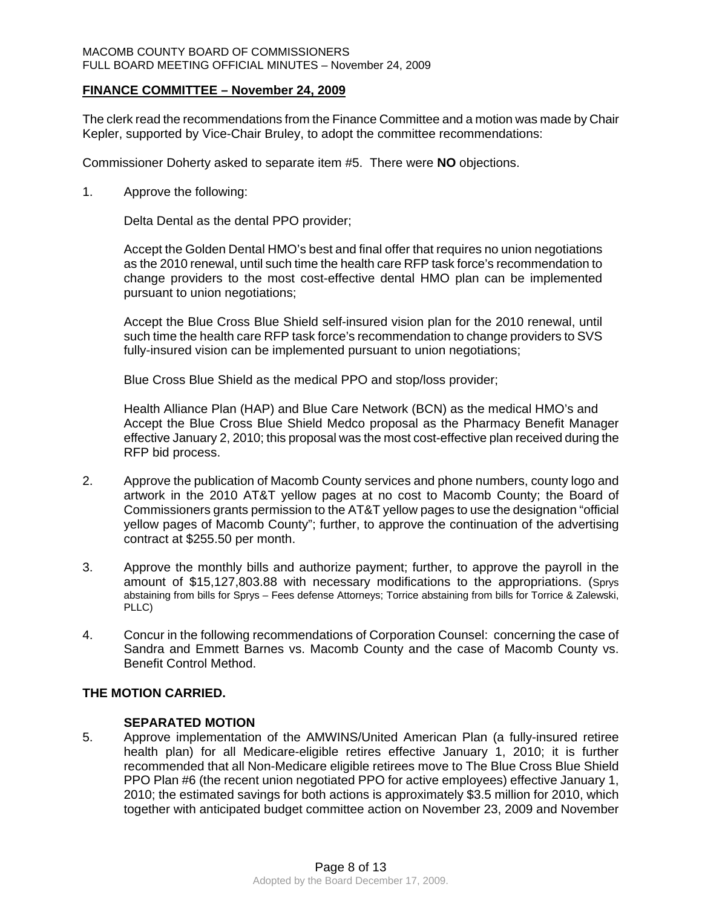## FINANCE COMMITTEE – November 24, 2009

The clerk read the recommendations from the Finance Committee and a motion was made by Chair Kepler, supported by Vice-Chair Bruley, to adopt the committee recommendations:

Commissioner Doherty asked to separate item #5. There were **NO** objections.

1. Approve the following:

   Delta Dental as the dental PPO provider;

   Accept the Golden Dental HMO's best and final offer that requires no union negotiations as the 2010 renewal, until such time the health care RFP task force's recommendation to change providers to the most cost-effective dental HMO plan can be implemented pursuant to union negotiations;

   Accept the Blue Cross Blue Shield self-insured vision plan for the 2010 renewal, until such time the health care RFP task force's recommendation to change providers to SVS fully-insured vision can be implemented pursuant to union negotiations;

   Blue Cross Blue Shield as the medical PPO and stop/loss provider;

   Health Alliance Plan (HAP) and Blue Care Network (BCN) as the medical HMO's and Accept the Blue Cross Blue Shield Medco proposal as the Pharmacy Benefit Manager effective January 2, 2010; this proposal was the most cost-effective plan received during the RFP bid process.

2. Approve the publication of Macomb County services and phone numbers, county logo and artwork in the 2010 AT&T yellow pages at no cost to Macomb County; the Board of Commissioners grants permission to the AT&T yellow pages to use the designation "official yellow pages of Macomb County"; further, to approve the continuation of the advertising contract at $255.50 per month.

3. Approve the monthly bills and authorize payment; further, to approve the payroll in the amount of $15,127,803.88 with necessary modifications to the appropriations. (Sprys abstaining from bills for Sprys – Fees defense Attorneys; Torrice abstaining from bills for Torrice & Zalewski, PLLC)

4. Concur in the following recommendations of Corporation Counsel: concerning the case of Sandra and Emmett Barnes vs. Macomb County and the case of Macomb County vs. Benefit Control Method.

**THE MOTION CARRIED.**

**SEPARATED MOTION**

5. Approve implementation of the AMWINS/United American Plan (a fully-insured retiree health plan) for all Medicare-eligible retires effective January 1, 2010; it is further recommended that all Non-Medicare eligible retirees move to The Blue Cross Blue Shield PPO Plan #6 (the recent union negotiated PPO for active employees) effective January 1, 2010; the estimated savings for both actions is approximately $3.5 million for 2010, which together with anticipated budget committee action on November 23, 2009 and November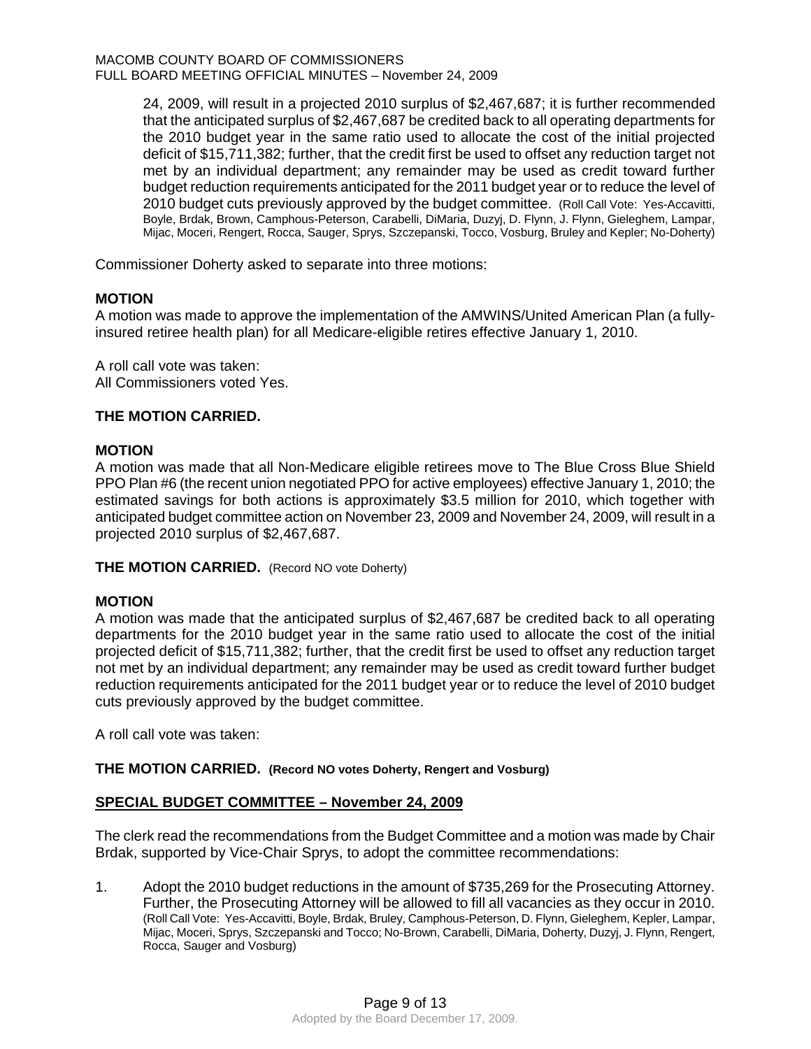24, 2009, will result in a projected 2010 surplus of $2,467,687; it is further recommended that the anticipated surplus of $2,467,687 be credited back to all operating departments for the 2010 budget year in the same ratio used to allocate the cost of the initial projected deficit of $15,711,382; further, that the credit first be used to offset any reduction target not met by an individual department; any remainder may be used as credit toward further budget reduction requirements anticipated for the 2011 budget year or to reduce the level of 2010 budget cuts previously approved by the budget committee. (Roll Call Vote: Yes-Accavitti, Boyle, Brdak, Brown, Camphous-Peterson, Carabelli, DiMaria, Duzyj, D. Flynn, J. Flynn, Gieleghem, Lampar, Mijac, Moceri, Rengert, Rocca, Sauger, Sprys, Szczepanski, Tocco, Vosburg, Bruley and Kepler; No-Doherty)

Commissioner Doherty asked to separate into three motions:

**MOTION**

A motion was made to approve the implementation of the AMWINS/United American Plan (a fully-insured retiree health plan) for all Medicare-eligible retires effective January 1, 2010.

A roll call vote was taken:
All Commissioners voted Yes.

**THE MOTION CARRIED.**

**MOTION**

A motion was made that all Non-Medicare eligible retirees move to The Blue Cross Blue Shield PPO Plan #6 (the recent union negotiated PPO for active employees) effective January 1, 2010; the estimated savings for both actions is approximately $3.5 million for 2010, which together with anticipated budget committee action on November 23, 2009 and November 24, 2009, will result in a projected 2010 surplus of $2,467,687.

**THE MOTION CARRIED.** (Record NO vote Doherty)

**MOTION**

A motion was made that the anticipated surplus of $2,467,687 be credited back to all operating departments for the 2010 budget year in the same ratio used to allocate the cost of the initial projected deficit of $15,711,382; further, that the credit first be used to offset any reduction target not met by an individual department; any remainder may be used as credit toward further budget reduction requirements anticipated for the 2011 budget year or to reduce the level of 2010 budget cuts previously approved by the budget committee.

A roll call vote was taken:

**THE MOTION CARRIED. (Record NO votes Doherty, Rengert and Vosburg)**

**SPECIAL BUDGET COMMITTEE – November 24, 2009**

The clerk read the recommendations from the Budget Committee and a motion was made by Chair Brdak, supported by Vice-Chair Sprys, to adopt the committee recommendations:

1. Adopt the 2010 budget reductions in the amount of $735,269 for the Prosecuting Attorney. Further, the Prosecuting Attorney will be allowed to fill all vacancies as they occur in 2010. (Roll Call Vote: Yes-Accavitti, Boyle, Brdak, Bruley, Camphous-Peterson, D. Flynn, Gieleghem, Kepler, Lampar, Mijac, Moceri, Sprys, Szczepanski and Tocco; No-Brown, Carabelli, DiMaria, Doherty, Duzyj, J. Flynn, Rengert, Rocca, Sauger and Vosburg)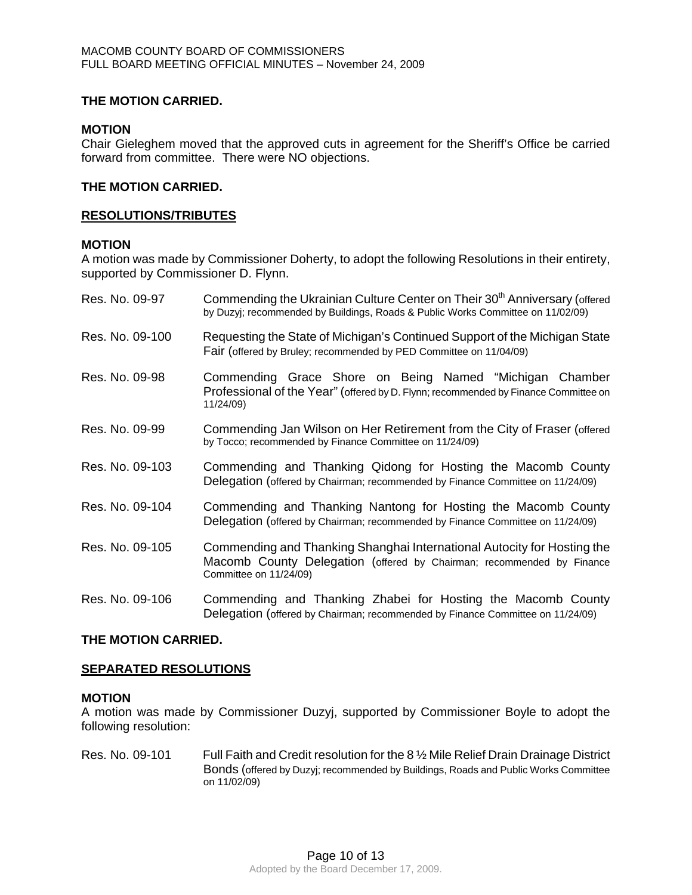**THE MOTION CARRIED.**

**MOTION**

Chair Gieleghem moved that the approved cuts in agreement for the Sheriff's Office be carried forward from committee. There were NO objections.

**THE MOTION CARRIED.**

**RESOLUTIONS/TRIBUTES**

**MOTION**

A motion was made by Commissioner Doherty, to adopt the following Resolutions in their entirety, supported by Commissioner D. Flynn.

Res. No. 09-97 — Commending the Ukrainian Culture Center on Their 30th Anniversary (offered by Duzyj; recommended by Buildings, Roads & Public Works Committee on 11/02/09)

Res. No. 09-100 — Requesting the State of Michigan's Continued Support of the Michigan State Fair (offered by Bruley; recommended by PED Committee on 11/04/09)

Res. No. 09-98 — Commending Grace Shore on Being Named "Michigan Chamber Professional of the Year" (offered by D. Flynn; recommended by Finance Committee on 11/24/09)

Res. No. 09-99 — Commending Jan Wilson on Her Retirement from the City of Fraser (offered by Tocco; recommended by Finance Committee on 11/24/09)

Res. No. 09-103 — Commending and Thanking Qidong for Hosting the Macomb County Delegation (offered by Chairman; recommended by Finance Committee on 11/24/09)

Res. No. 09-104 — Commending and Thanking Nantong for Hosting the Macomb County Delegation (offered by Chairman; recommended by Finance Committee on 11/24/09)

Res. No. 09-105 — Commending and Thanking Shanghai International Autocity for Hosting the Macomb County Delegation (offered by Chairman; recommended by Finance Committee on 11/24/09)

Res. No. 09-106 — Commending and Thanking Zhabei for Hosting the Macomb County Delegation (offered by Chairman; recommended by Finance Committee on 11/24/09)

**THE MOTION CARRIED.**

**SEPARATED RESOLUTIONS**

**MOTION**

A motion was made by Commissioner Duzyj, supported by Commissioner Boyle to adopt the following resolution:

Res. No. 09-101 — Full Faith and Credit resolution for the 8 ½ Mile Relief Drain Drainage District Bonds (offered by Duzyj; recommended by Buildings, Roads and Public Works Committee on 11/02/09)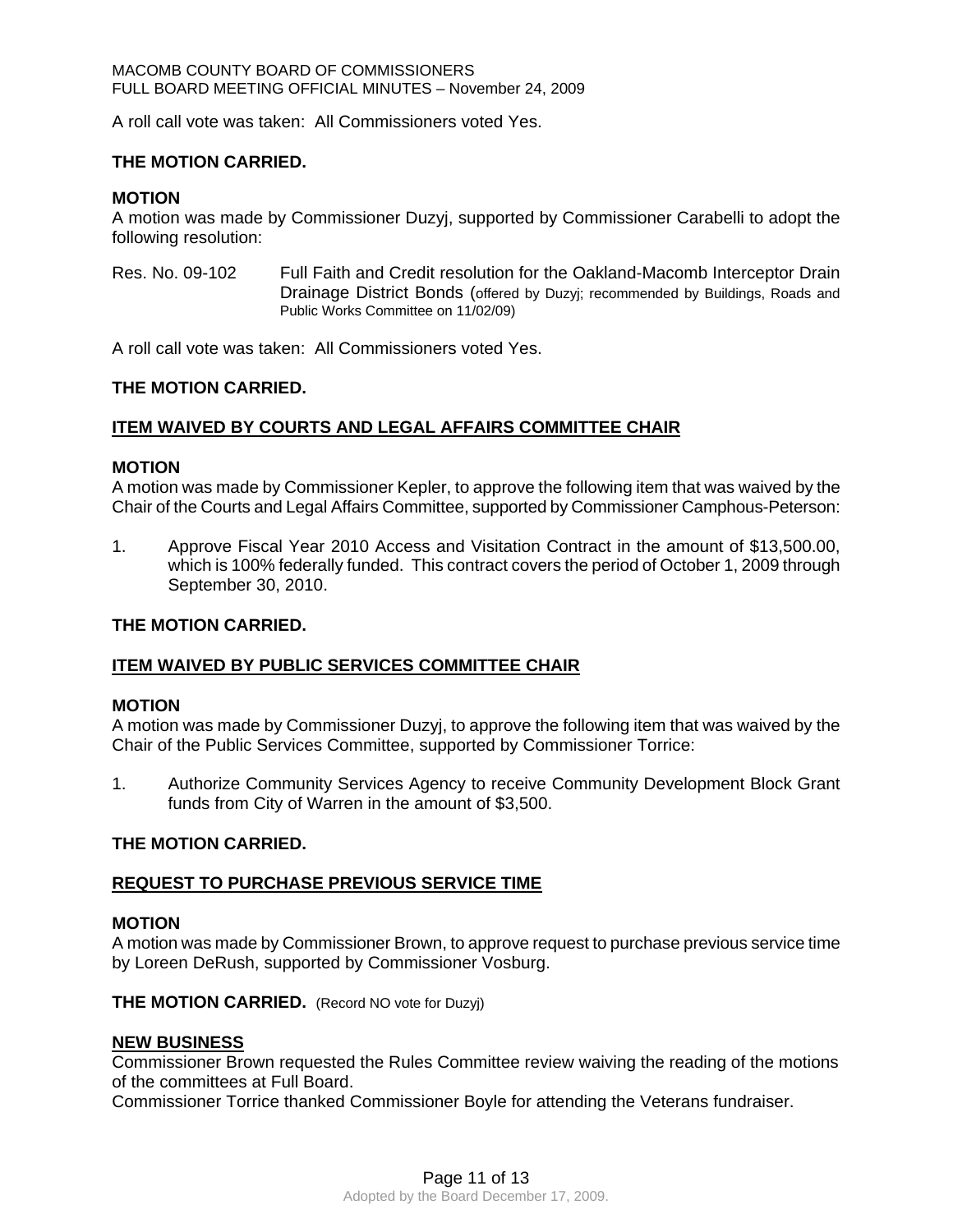A roll call vote was taken: All Commissioners voted Yes.

**THE MOTION CARRIED.**

**MOTION**

A motion was made by Commissioner Duzyj, supported by Commissioner Carabelli to adopt the following resolution:

Res. No. 09-102 Full Faith and Credit resolution for the Oakland-Macomb Interceptor Drain Drainage District Bonds (offered by Duzyj; recommended by Buildings, Roads and Public Works Committee on 11/02/09)

A roll call vote was taken: All Commissioners voted Yes.

**THE MOTION CARRIED.**

## ITEM WAIVED BY COURTS AND LEGAL AFFAIRS COMMITTEE CHAIR

**MOTION**

A motion was made by Commissioner Kepler, to approve the following item that was waived by the Chair of the Courts and Legal Affairs Committee, supported by Commissioner Camphous-Peterson:

1. Approve Fiscal Year 2010 Access and Visitation Contract in the amount of $13,500.00, which is 100% federally funded. This contract covers the period of October 1, 2009 through September 30, 2010.

**THE MOTION CARRIED.**

## ITEM WAIVED BY PUBLIC SERVICES COMMITTEE CHAIR

**MOTION**

A motion was made by Commissioner Duzyj, to approve the following item that was waived by the Chair of the Public Services Committee, supported by Commissioner Torrice:

1. Authorize Community Services Agency to receive Community Development Block Grant funds from City of Warren in the amount of $3,500.

**THE MOTION CARRIED.**

## REQUEST TO PURCHASE PREVIOUS SERVICE TIME

**MOTION**

A motion was made by Commissioner Brown, to approve request to purchase previous service time by Loreen DeRush, supported by Commissioner Vosburg.

**THE MOTION CARRIED.** (Record NO vote for Duzyj)

## NEW BUSINESS

Commissioner Brown requested the Rules Committee review waiving the reading of the motions of the committees at Full Board.

Commissioner Torrice thanked Commissioner Boyle for attending the Veterans fundraiser.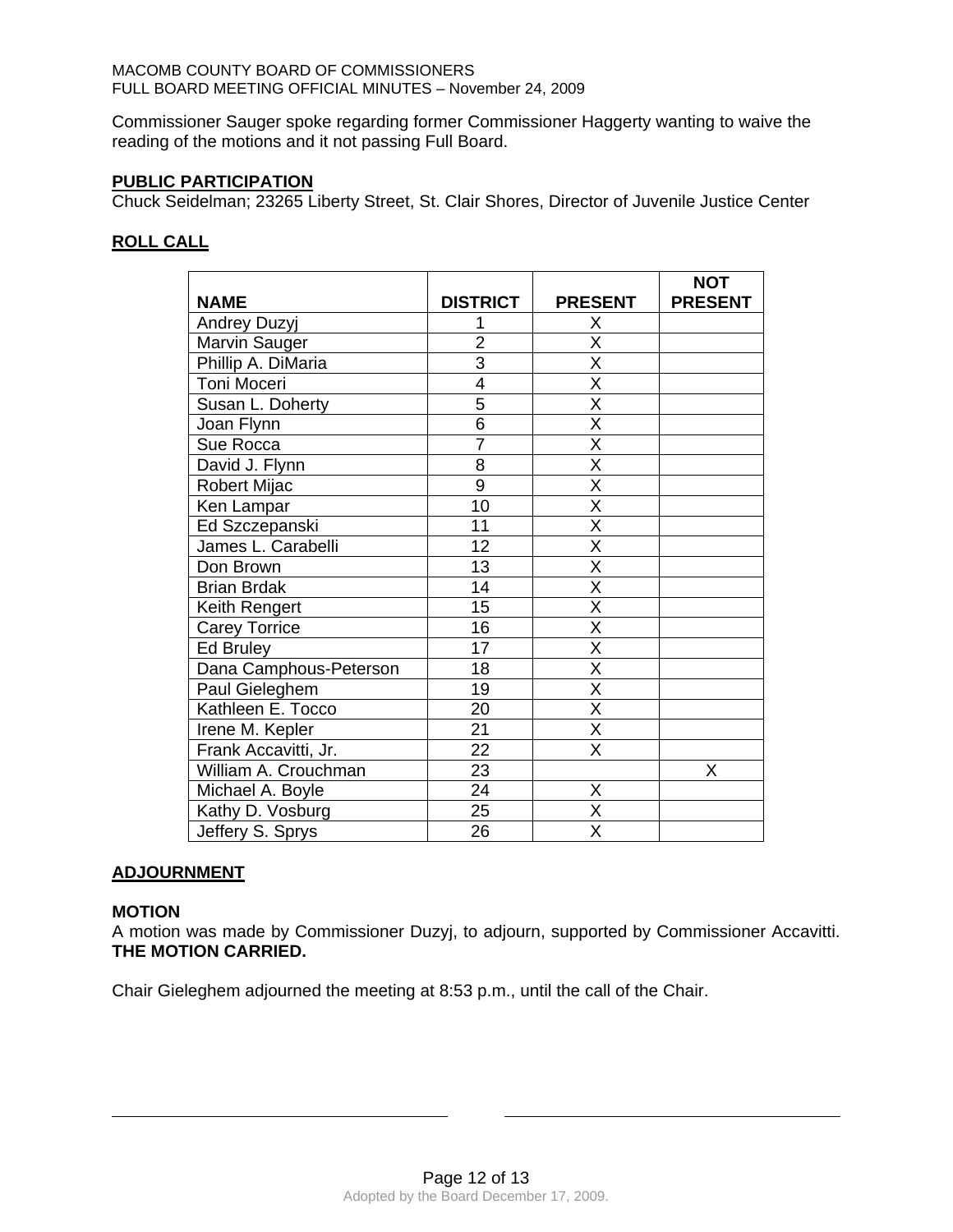Commissioner Sauger spoke regarding former Commissioner Haggerty wanting to waive the reading of the motions and it not passing Full Board.

**PUBLIC PARTICIPATION**

Chuck Seidelman; 23265 Liberty Street, St. Clair Shores, Director of Juvenile Justice Center

**ROLL CALL**

| NAME | DISTRICT | PRESENT | NOT PRESENT |
|---|---|---|---|
| Andrey Duzyj | 1 | X | |
| Marvin Sauger | 2 | X | |
| Phillip A. DiMaria | 3 | X | |
| Toni Moceri | 4 | X | |
| Susan L. Doherty | 5 | X | |
| Joan Flynn | 6 | X | |
| Sue Rocca | 7 | X | |
| David J. Flynn | 8 | X | |
| Robert Mijac | 9 | X | |
| Ken Lampar | 10 | X | |
| Ed Szczepanski | 11 | X | |
| James L. Carabelli | 12 | X | |
| Don Brown | 13 | X | |
| Brian Brdak | 14 | X | |
| Keith Rengert | 15 | X | |
| Carey Torrice | 16 | X | |
| Ed Bruley | 17 | X | |
| Dana Camphous-Peterson | 18 | X | |
| Paul Gieleghem | 19 | X | |
| Kathleen E. Tocco | 20 | X | |
| Irene M. Kepler | 21 | X | |
| Frank Accavitti, Jr. | 22 | X | |
| William A. Crouchman | 23 | | X |
| Michael A. Boyle | 24 | X | |
| Kathy D. Vosburg | 25 | X | |
| Jeffery S. Sprys | 26 | X | |

**ADJOURNMENT**

**MOTION**

A motion was made by Commissioner Duzyj, to adjourn, supported by Commissioner Accavitti. **THE MOTION CARRIED.**

Chair Gieleghem adjourned the meeting at 8:53 p.m., until the call of the Chair.

Adopted by the Board December 17, 2009.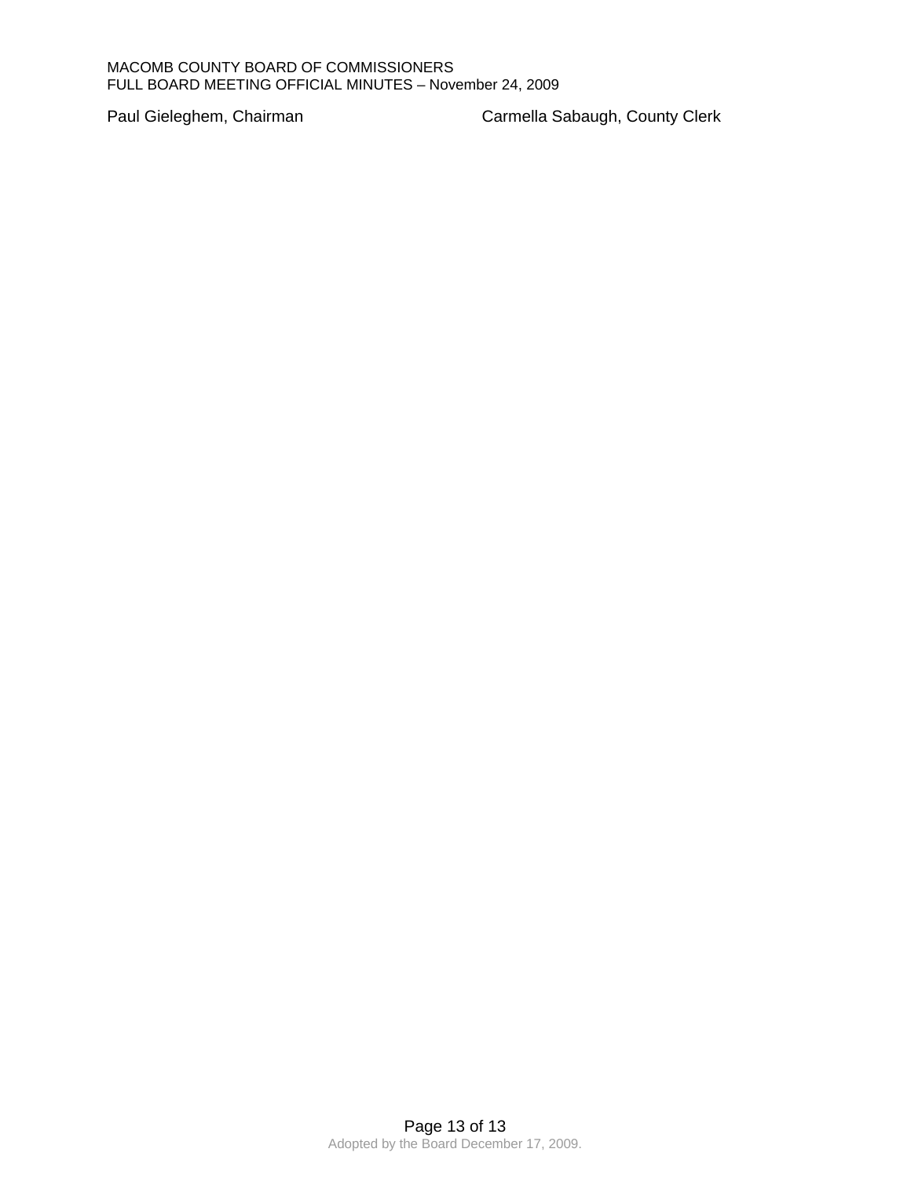Paul Gieleghem, Chairman

Carmella Sabaugh, County Clerk